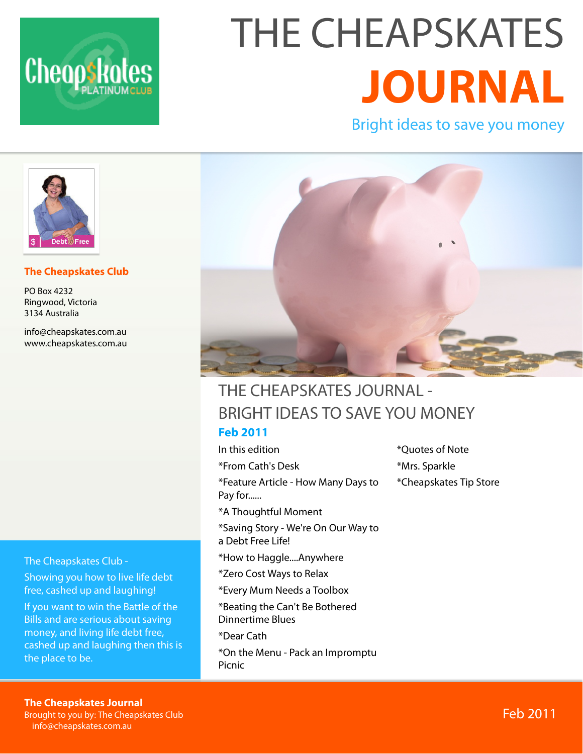# THE CHEAPSKATES JOURNAL

Bright ideas to save you money

**The Cheapskates Club**

PO Box 4232
Ringwood, Victoria
3134 Australia

info@cheapskates.com.au
www.cheapskates.com.au

The Cheapskates Club -

Showing you how to live life debt free, cashed up and laughing!

If you want to win the Battle of the Bills and are serious about saving money, and living life debt free, cashed up and laughing then this is the place to be.

## THE CHEAPSKATES JOURNAL - BRIGHT IDEAS TO SAVE YOU MONEY

### Feb 2011

In this edition

*From Cath's Desk

*Feature Article - How Many Days to Pay for......

*A Thoughtful Moment

*Saving Story - We're On Our Way to a Debt Free Life!

*How to Haggle....Anywhere

*Zero Cost Ways to Relax

*Every Mum Needs a Toolbox

*Beating the Can't Be Bothered Dinnertime Blues

*Dear Cath

*On the Menu - Pack an Impromptu Picnic

*Quotes of Note

*Mrs. Sparkle

*Cheapskates Tip Store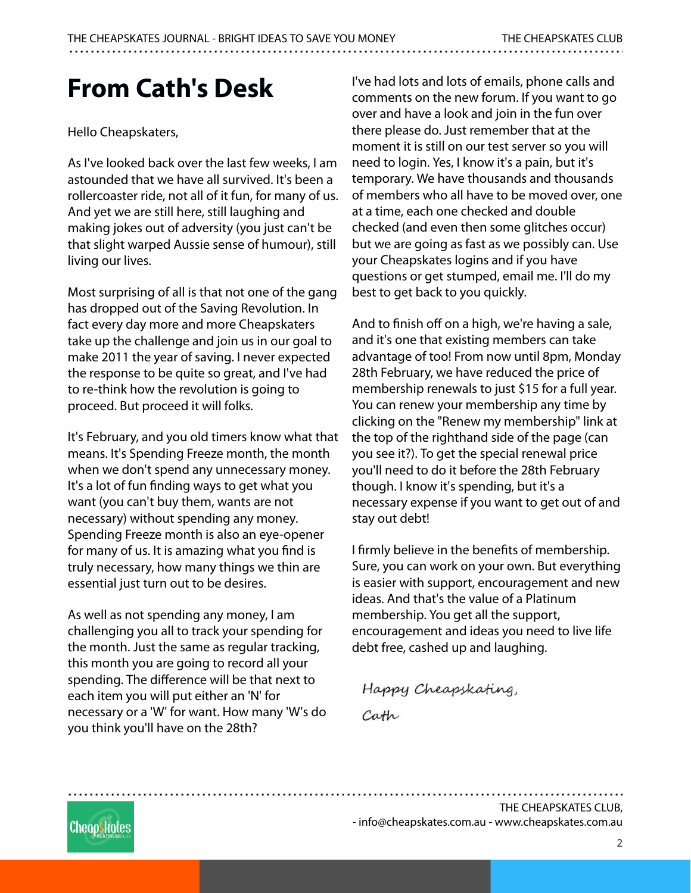# From Cath's Desk

Hello Cheapskaters,

As I've looked back over the last few weeks, I am astounded that we have all survived. It's been a rollercoaster ride, not all of it fun, for many of us. And yet we are still here, still laughing and making jokes out of adversity (you just can't be that slight warped Aussie sense of humour), still living our lives.

Most surprising of all is that not one of the gang has dropped out of the Saving Revolution. In fact every day more and more Cheapskaters take up the challenge and join us in our goal to make 2011 the year of saving. I never expected the response to be quite so great, and I've had to re-think how the revolution is going to proceed. But proceed it will folks.

It's February, and you old timers know what that means. It's Spending Freeze month, the month when we don't spend any unnecessary money. It's a lot of fun finding ways to get what you want (you can't buy them, wants are not necessary) without spending any money. Spending Freeze month is also an eye-opener for many of us. It is amazing what you find is truly necessary, how many things we thin are essential just turn out to be desires.

As well as not spending any money, I am challenging you all to track your spending for the month. Just the same as regular tracking, this month you are going to record all your spending. The difference will be that next to each item you will put either an 'N' for necessary or a 'W' for want. How many 'W's do you think you'll have on the 28th?

I've had lots and lots of emails, phone calls and comments on the new forum. If you want to go over and have a look and join in the fun over there please do. Just remember that at the moment it is still on our test server so you will need to login. Yes, I know it's a pain, but it's temporary. We have thousands and thousands of members who all have to be moved over, one at a time, each one checked and double checked (and even then some glitches occur) but we are going as fast as we possibly can. Use your Cheapskates logins and if you have questions or get stumped, email me. I'll do my best to get back to you quickly.

And to finish off on a high, we're having a sale, and it's one that existing members can take advantage of too! From now until 8pm, Monday 28th February, we have reduced the price of membership renewals to just $15 for a full year. You can renew your membership any time by clicking on the "Renew my membership" link at the top of the righthand side of the page (can you see it?). To get the special renewal price you'll need to do it before the 28th February though. I know it's spending, but it's a necessary expense if you want to get out of and stay out debt!

I firmly believe in the benefits of membership. Sure, you can work on your own. But everything is easier with support, encouragement and new ideas. And that's the value of a Platinum membership. You get all the support, encouragement and ideas you need to live life debt free, cashed up and laughing.

*Happy Cheapskating,*

*Cath*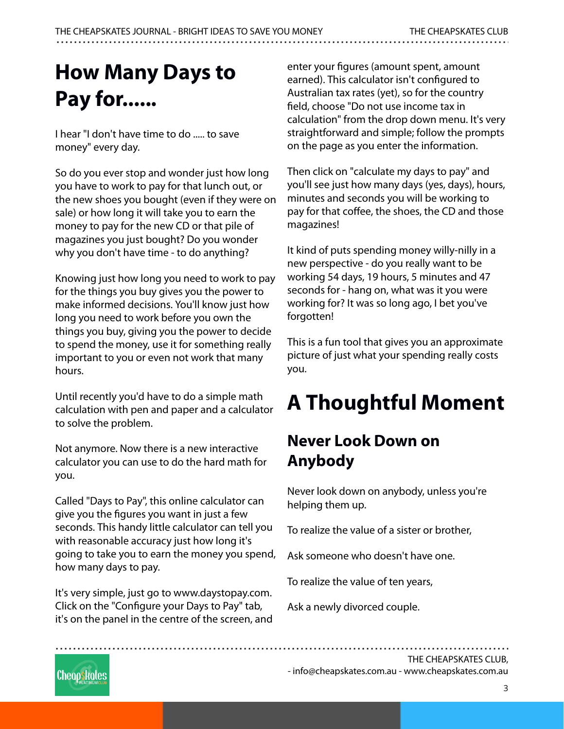# How Many Days to Pay for......

I hear "I don't have time to do ..... to save money" every day.

So do you ever stop and wonder just how long you have to work to pay for that lunch out, or the new shoes you bought (even if they were on sale) or how long it will take you to earn the money to pay for the new CD or that pile of magazines you just bought? Do you wonder why you don't have time - to do anything?

Knowing just how long you need to work to pay for the things you buy gives you the power to make informed decisions. You'll know just how long you need to work before you own the things you buy, giving you the power to decide to spend the money, use it for something really important to you or even not work that many hours.

Until recently you'd have to do a simple math calculation with pen and paper and a calculator to solve the problem.

Not anymore. Now there is a new interactive calculator you can use to do the hard math for you.

Called "Days to Pay", this online calculator can give you the figures you want in just a few seconds. This handy little calculator can tell you with reasonable accuracy just how long it's going to take you to earn the money you spend, how many days to pay.

It's very simple, just go to www.daystopay.com. Click on the "Configure your Days to Pay" tab, it's on the panel in the centre of the screen, and enter your figures (amount spent, amount earned). This calculator isn't configured to Australian tax rates (yet), so for the country field, choose "Do not use income tax in calculation" from the drop down menu. It's very straightforward and simple; follow the prompts on the page as you enter the information.

Then click on "calculate my days to pay" and you'll see just how many days (yes, days), hours, minutes and seconds you will be working to pay for that coffee, the shoes, the CD and those magazines!

It kind of puts spending money willy-nilly in a new perspective - do you really want to be working 54 days, 19 hours, 5 minutes and 47 seconds for - hang on, what was it you were working for? It was so long ago, I bet you've forgotten!

This is a fun tool that gives you an approximate picture of just what your spending really costs you.

# A Thoughtful Moment

## Never Look Down on Anybody

Never look down on anybody, unless you're helping them up.

To realize the value of a sister or brother,

Ask someone who doesn't have one.

To realize the value of ten years,

Ask a newly divorced couple.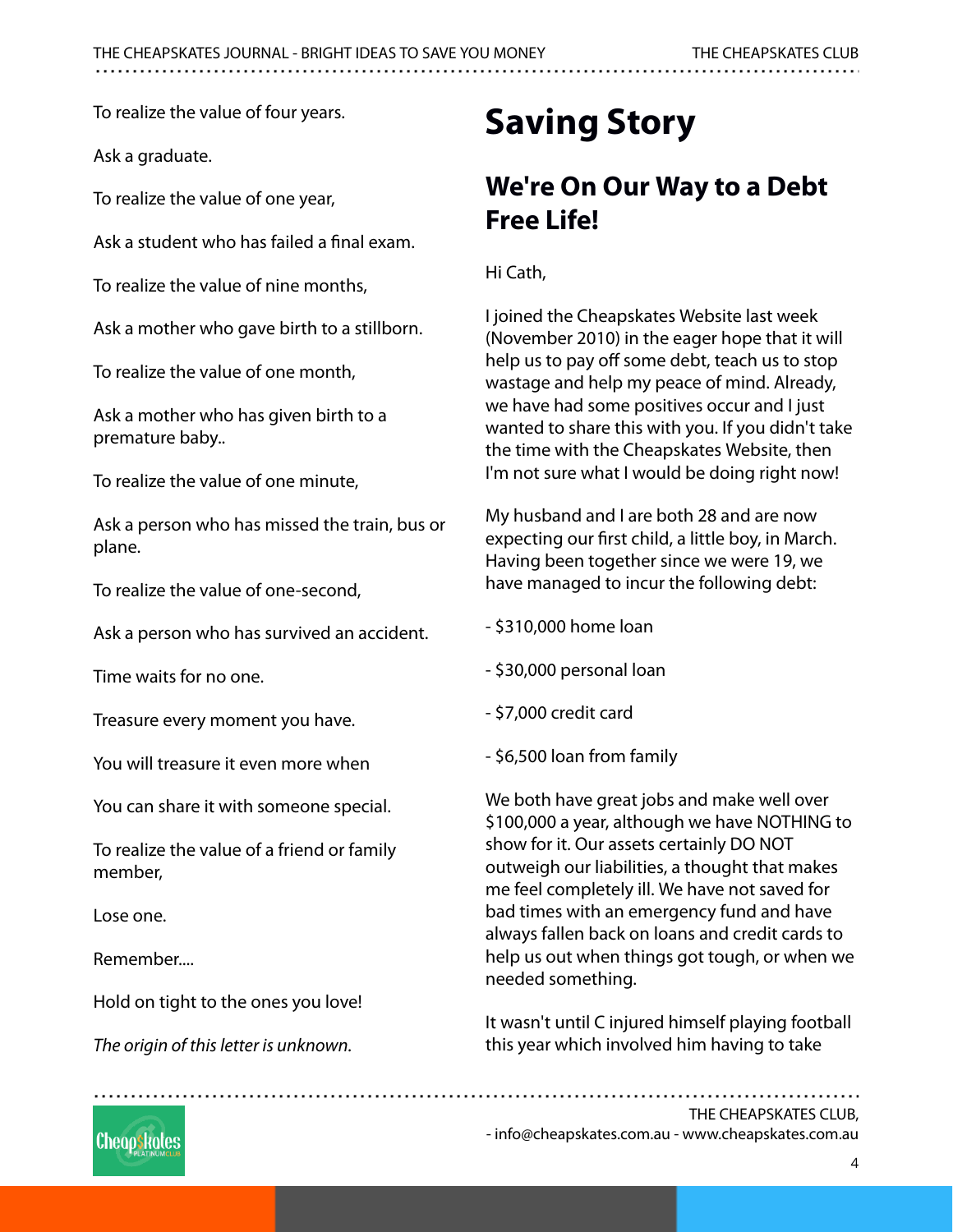To realize the value of four years.

Ask a graduate.

To realize the value of one year,

Ask a student who has failed a final exam.

To realize the value of nine months,

Ask a mother who gave birth to a stillborn.

To realize the value of one month,

Ask a mother who has given birth to a premature baby..

To realize the value of one minute,

Ask a person who has missed the train, bus or plane.

To realize the value of one-second,

Ask a person who has survived an accident.

Time waits for no one.

Treasure every moment you have.

You will treasure it even more when

You can share it with someone special.

To realize the value of a friend or family member,

Lose one.

Remember....

Hold on tight to the ones you love!

*The origin of this letter is unknown.*

# Saving Story

## We're On Our Way to a Debt Free Life!

Hi Cath,

I joined the Cheapskates Website last week (November 2010) in the eager hope that it will help us to pay off some debt, teach us to stop wastage and help my peace of mind. Already, we have had some positives occur and I just wanted to share this with you. If you didn't take the time with the Cheapskates Website, then I'm not sure what I would be doing right now!

My husband and I are both 28 and are now expecting our first child, a little boy, in March. Having been together since we were 19, we have managed to incur the following debt:

- $310,000 home loan
- $30,000 personal loan
- $7,000 credit card
- $6,500 loan from family

We both have great jobs and make well over $100,000 a year, although we have NOTHING to show for it. Our assets certainly DO NOT outweigh our liabilities, a thought that makes me feel completely ill. We have not saved for bad times with an emergency fund and have always fallen back on loans and credit cards to help us out when things got tough, or when we needed something.

It wasn't until C injured himself playing football this year which involved him having to take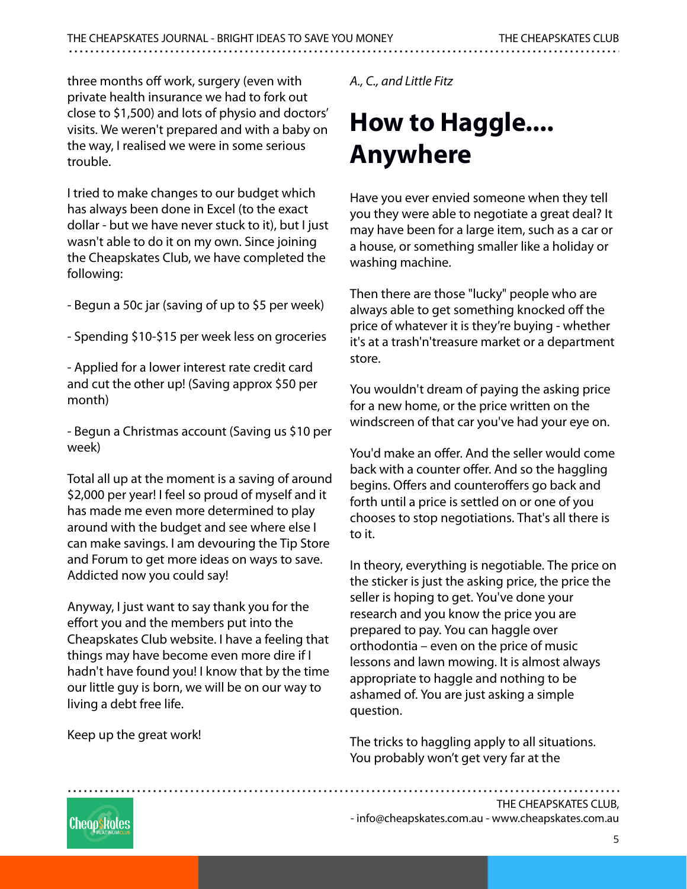three months off work, surgery (even with private health insurance we had to fork out close to $1,500) and lots of physio and doctors' visits. We weren't prepared and with a baby on the way, I realised we were in some serious trouble.

I tried to make changes to our budget which has always been done in Excel (to the exact dollar - but we have never stuck to it), but I just wasn't able to do it on my own. Since joining the Cheapskates Club, we have completed the following:

- Begun a 50c jar (saving of up to $5 per week)

- Spending $10-$15 per week less on groceries

- Applied for a lower interest rate credit card and cut the other up! (Saving approx $50 per month)

- Begun a Christmas account (Saving us $10 per week)

Total all up at the moment is a saving of around $2,000 per year! I feel so proud of myself and it has made me even more determined to play around with the budget and see where else I can make savings. I am devouring the Tip Store and Forum to get more ideas on ways to save. Addicted now you could say!

Anyway, I just want to say thank you for the effort you and the members put into the Cheapskates Club website. I have a feeling that things may have become even more dire if I hadn't have found you! I know that by the time our little guy is born, we will be on our way to living a debt free life.

Keep up the great work!

*A., C., and Little Fitz*

# How to Haggle.... Anywhere

Have you ever envied someone when they tell you they were able to negotiate a great deal? It may have been for a large item, such as a car or a house, or something smaller like a holiday or washing machine.

Then there are those "lucky" people who are always able to get something knocked off the price of whatever it is they're buying - whether it's at a trash'n'treasure market or a department store.

You wouldn't dream of paying the asking price for a new home, or the price written on the windscreen of that car you've had your eye on.

You'd make an offer. And the seller would come back with a counter offer. And so the haggling begins. Offers and counteroffers go back and forth until a price is settled on or one of you chooses to stop negotiations. That's all there is to it.

In theory, everything is negotiable. The price on the sticker is just the asking price, the price the seller is hoping to get. You've done your research and you know the price you are prepared to pay. You can haggle over orthodontia – even on the price of music lessons and lawn mowing. It is almost always appropriate to haggle and nothing to be ashamed of. You are just asking a simple question.

The tricks to haggling apply to all situations. You probably won't get very far at the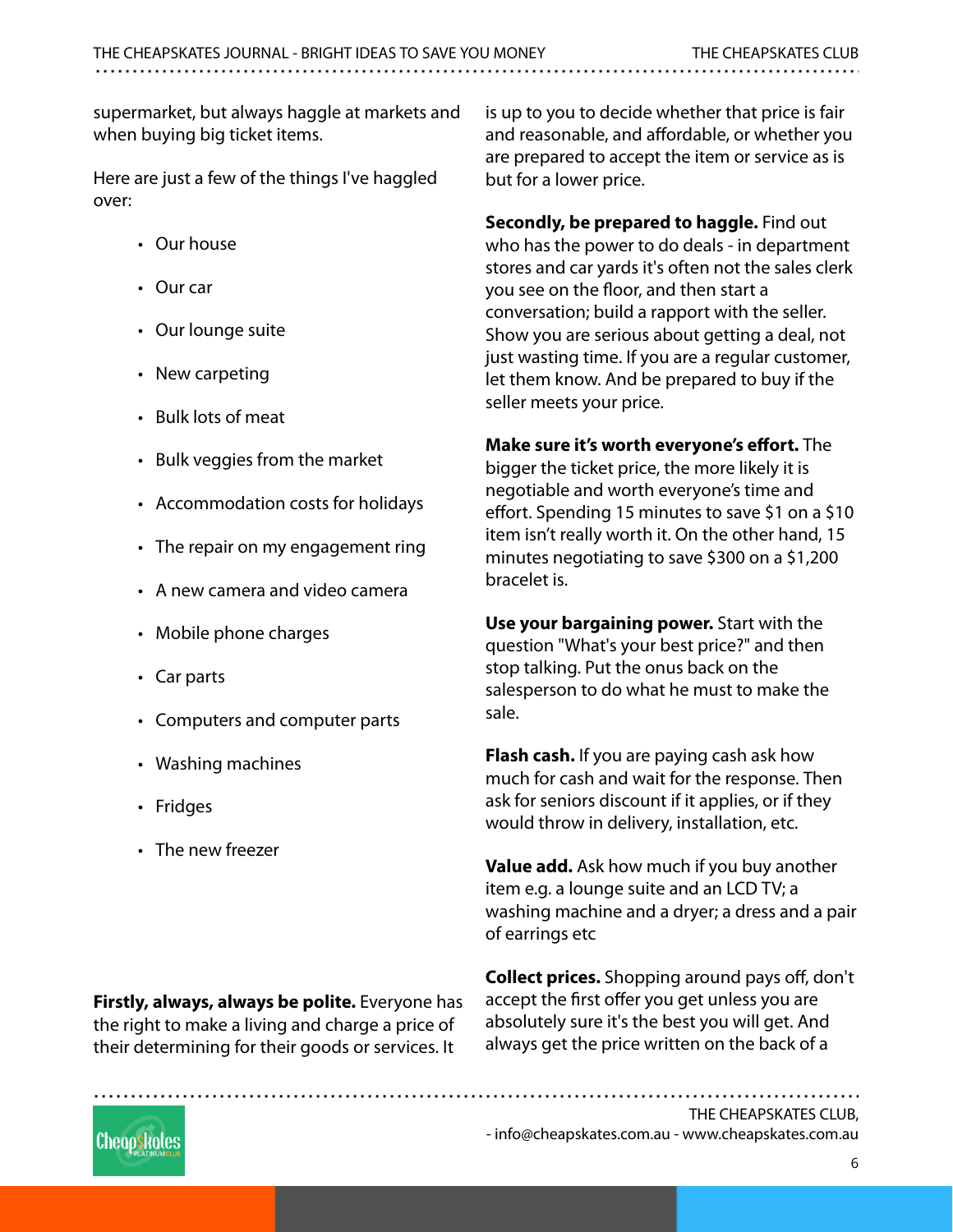supermarket, but always haggle at markets and when buying big ticket items.

Here are just a few of the things I've haggled over:

- Our house
- Our car
- Our lounge suite
- New carpeting
- Bulk lots of meat
- Bulk veggies from the market
- Accommodation costs for holidays
- The repair on my engagement ring
- A new camera and video camera
- Mobile phone charges
- Car parts
- Computers and computer parts
- Washing machines
- Fridges
- The new freezer

**Firstly, always, always be polite.** Everyone has the right to make a living and charge a price of their determining for their goods or services. It is up to you to decide whether that price is fair and reasonable, and affordable, or whether you are prepared to accept the item or service as is but for a lower price.

**Secondly, be prepared to haggle.** Find out who has the power to do deals - in department stores and car yards it's often not the sales clerk you see on the floor, and then start a conversation; build a rapport with the seller. Show you are serious about getting a deal, not just wasting time. If you are a regular customer, let them know. And be prepared to buy if the seller meets your price.

**Make sure it's worth everyone's effort.** The bigger the ticket price, the more likely it is negotiable and worth everyone's time and effort. Spending 15 minutes to save $1 on a $10 item isn't really worth it. On the other hand, 15 minutes negotiating to save $300 on a $1,200 bracelet is.

**Use your bargaining power.** Start with the question "What's your best price?" and then stop talking. Put the onus back on the salesperson to do what he must to make the sale.

**Flash cash.** If you are paying cash ask how much for cash and wait for the response. Then ask for seniors discount if it applies, or if they would throw in delivery, installation, etc.

**Value add.** Ask how much if you buy another item e.g. a lounge suite and an LCD TV; a washing machine and a dryer; a dress and a pair of earrings etc

**Collect prices.** Shopping around pays off, don't accept the first offer you get unless you are absolutely sure it's the best you will get. And always get the price written on the back of a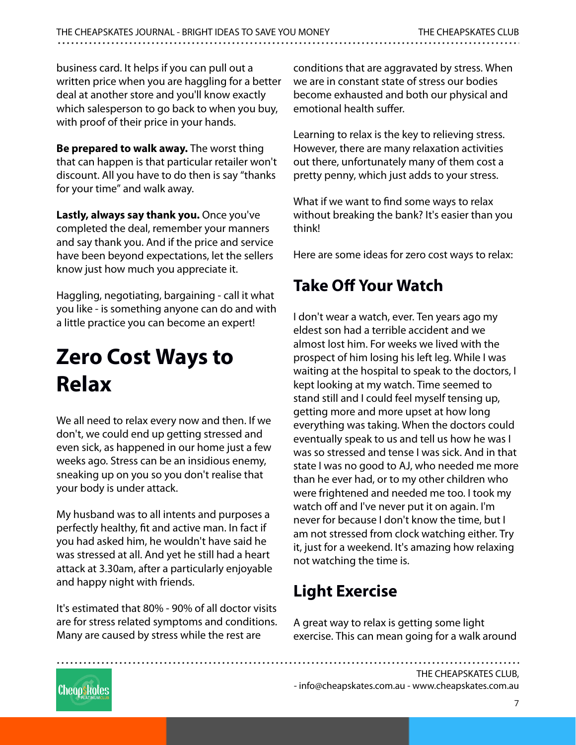business card. It helps if you can pull out a written price when you are haggling for a better deal at another store and you'll know exactly which salesperson to go back to when you buy, with proof of their price in your hands.

**Be prepared to walk away.** The worst thing that can happen is that particular retailer won't discount. All you have to do then is say "thanks for your time" and walk away.

**Lastly, always say thank you.** Once you've completed the deal, remember your manners and say thank you. And if the price and service have been beyond expectations, let the sellers know just how much you appreciate it.

Haggling, negotiating, bargaining - call it what you like - is something anyone can do and with a little practice you can become an expert!

# Zero Cost Ways to Relax

We all need to relax every now and then. If we don't, we could end up getting stressed and even sick, as happened in our home just a few weeks ago. Stress can be an insidious enemy, sneaking up on you so you don't realise that your body is under attack.

My husband was to all intents and purposes a perfectly healthy, fit and active man. In fact if you had asked him, he wouldn't have said he was stressed at all. And yet he still had a heart attack at 3.30am, after a particularly enjoyable and happy night with friends.

It's estimated that 80% - 90% of all doctor visits are for stress related symptoms and conditions. Many are caused by stress while the rest are conditions that are aggravated by stress. When we are in constant state of stress our bodies become exhausted and both our physical and emotional health suffer.

Learning to relax is the key to relieving stress. However, there are many relaxation activities out there, unfortunately many of them cost a pretty penny, which just adds to your stress.

What if we want to find some ways to relax without breaking the bank? It's easier than you think!

Here are some ideas for zero cost ways to relax:

## Take Off Your Watch

I don't wear a watch, ever. Ten years ago my eldest son had a terrible accident and we almost lost him. For weeks we lived with the prospect of him losing his left leg. While I was waiting at the hospital to speak to the doctors, I kept looking at my watch. Time seemed to stand still and I could feel myself tensing up, getting more and more upset at how long everything was taking. When the doctors could eventually speak to us and tell us how he was I was so stressed and tense I was sick. And in that state I was no good to AJ, who needed me more than he ever had, or to my other children who were frightened and needed me too. I took my watch off and I've never put it on again. I'm never for because I don't know the time, but I am not stressed from clock watching either. Try it, just for a weekend. It's amazing how relaxing not watching the time is.

## Light Exercise

A great way to relax is getting some light exercise. This can mean going for a walk around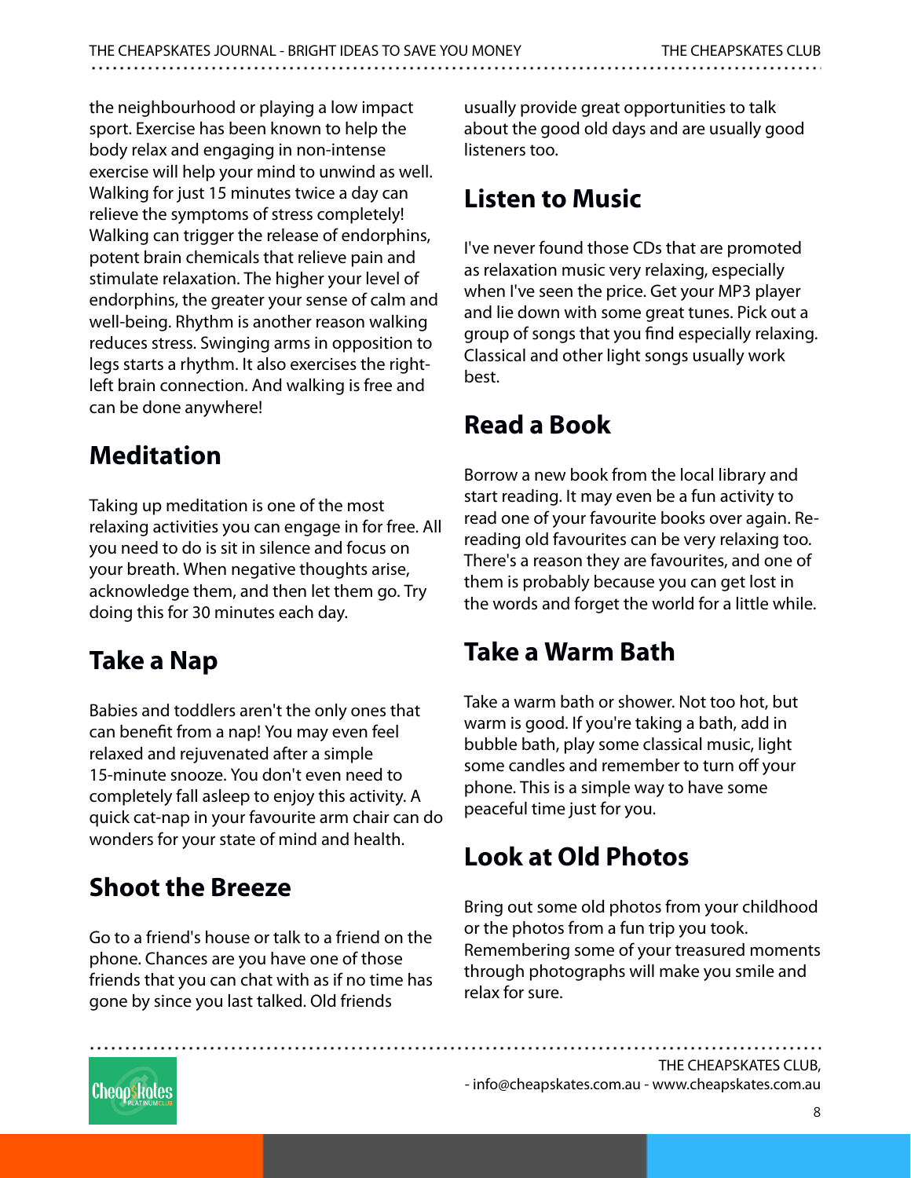the neighbourhood or playing a low impact sport. Exercise has been known to help the body relax and engaging in non-intense exercise will help your mind to unwind as well. Walking for just 15 minutes twice a day can relieve the symptoms of stress completely! Walking can trigger the release of endorphins, potent brain chemicals that relieve pain and stimulate relaxation. The higher your level of endorphins, the greater your sense of calm and well-being. Rhythm is another reason walking reduces stress. Swinging arms in opposition to legs starts a rhythm. It also exercises the right-left brain connection. And walking is free and can be done anywhere!

## Meditation

Taking up meditation is one of the most relaxing activities you can engage in for free. All you need to do is sit in silence and focus on your breath. When negative thoughts arise, acknowledge them, and then let them go. Try doing this for 30 minutes each day.

## Take a Nap

Babies and toddlers aren't the only ones that can benefit from a nap! You may even feel relaxed and rejuvenated after a simple 15-minute snooze. You don't even need to completely fall asleep to enjoy this activity. A quick cat-nap in your favourite arm chair can do wonders for your state of mind and health.

## Shoot the Breeze

Go to a friend's house or talk to a friend on the phone. Chances are you have one of those friends that you can chat with as if no time has gone by since you last talked. Old friends usually provide great opportunities to talk about the good old days and are usually good listeners too.

## Listen to Music

I've never found those CDs that are promoted as relaxation music very relaxing, especially when I've seen the price. Get your MP3 player and lie down with some great tunes. Pick out a group of songs that you find especially relaxing. Classical and other light songs usually work best.

## Read a Book

Borrow a new book from the local library and start reading. It may even be a fun activity to read one of your favourite books over again. Re-reading old favourites can be very relaxing too. There's a reason they are favourites, and one of them is probably because you can get lost in the words and forget the world for a little while.

## Take a Warm Bath

Take a warm bath or shower. Not too hot, but warm is good. If you're taking a bath, add in bubble bath, play some classical music, light some candles and remember to turn off your phone. This is a simple way to have some peaceful time just for you.

## Look at Old Photos

Bring out some old photos from your childhood or the photos from a fun trip you took. Remembering some of your treasured moments through photographs will make you smile and relax for sure.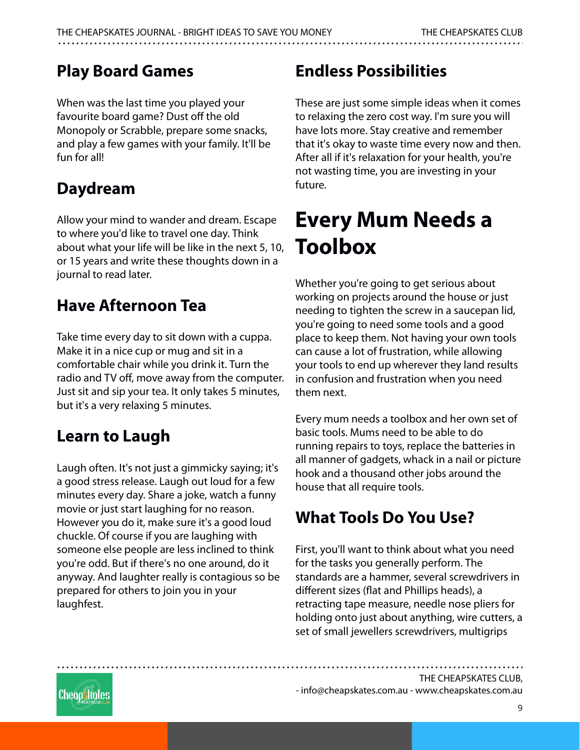## Play Board Games

When was the last time you played your favourite board game? Dust off the old Monopoly or Scrabble, prepare some snacks, and play a few games with your family. It'll be fun for all!

## Daydream

Allow your mind to wander and dream. Escape to where you'd like to travel one day. Think about what your life will be like in the next 5, 10, or 15 years and write these thoughts down in a journal to read later.

## Have Afternoon Tea

Take time every day to sit down with a cuppa. Make it in a nice cup or mug and sit in a comfortable chair while you drink it. Turn the radio and TV off, move away from the computer. Just sit and sip your tea. It only takes 5 minutes, but it's a very relaxing 5 minutes.

## Learn to Laugh

Laugh often. It's not just a gimmicky saying; it's a good stress release. Laugh out loud for a few minutes every day. Share a joke, watch a funny movie or just start laughing for no reason. However you do it, make sure it's a good loud chuckle. Of course if you are laughing with someone else people are less inclined to think you're odd. But if there's no one around, do it anyway. And laughter really is contagious so be prepared for others to join you in your laughfest.

## Endless Possibilities

These are just some simple ideas when it comes to relaxing the zero cost way. I'm sure you will have lots more. Stay creative and remember that it's okay to waste time every now and then. After all if it's relaxation for your health, you're not wasting time, you are investing in your future.

# Every Mum Needs a Toolbox

Whether you're going to get serious about working on projects around the house or just needing to tighten the screw in a saucepan lid, you're going to need some tools and a good place to keep them. Not having your own tools can cause a lot of frustration, while allowing your tools to end up wherever they land results in confusion and frustration when you need them next.

Every mum needs a toolbox and her own set of basic tools. Mums need to be able to do running repairs to toys, replace the batteries in all manner of gadgets, whack in a nail or picture hook and a thousand other jobs around the house that all require tools.

## What Tools Do You Use?

First, you'll want to think about what you need for the tasks you generally perform. The standards are a hammer, several screwdrivers in different sizes (flat and Phillips heads), a retracting tape measure, needle nose pliers for holding onto just about anything, wire cutters, a set of small jewellers screwdrivers, multigrips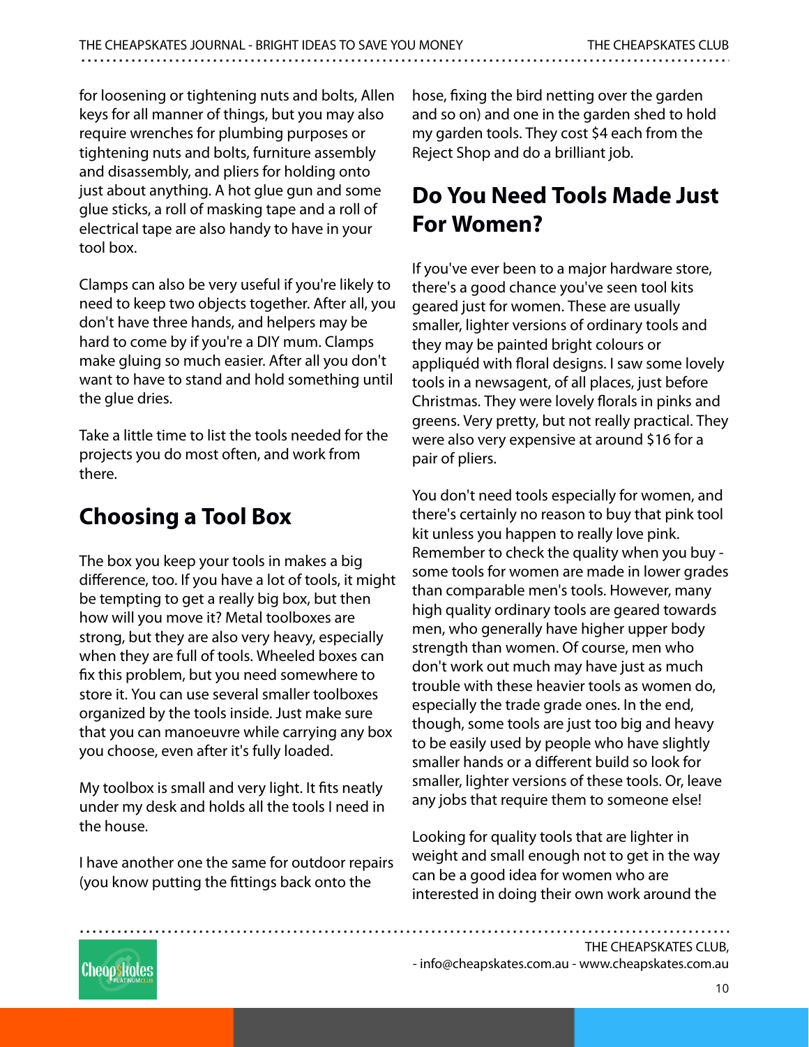for loosening or tightening nuts and bolts, Allen keys for all manner of things, but you may also require wrenches for plumbing purposes or tightening nuts and bolts, furniture assembly and disassembly, and pliers for holding onto just about anything. A hot glue gun and some glue sticks, a roll of masking tape and a roll of electrical tape are also handy to have in your tool box.

Clamps can also be very useful if you're likely to need to keep two objects together. After all, you don't have three hands, and helpers may be hard to come by if you're a DIY mum. Clamps make gluing so much easier. After all you don't want to have to stand and hold something until the glue dries.

Take a little time to list the tools needed for the projects you do most often, and work from there.

## Choosing a Tool Box

The box you keep your tools in makes a big difference, too. If you have a lot of tools, it might be tempting to get a really big box, but then how will you move it? Metal toolboxes are strong, but they are also very heavy, especially when they are full of tools. Wheeled boxes can fix this problem, but you need somewhere to store it. You can use several smaller toolboxes organized by the tools inside. Just make sure that you can manoeuvre while carrying any box you choose, even after it's fully loaded.

My toolbox is small and very light. It fits neatly under my desk and holds all the tools I need in the house.

I have another one the same for outdoor repairs (you know putting the fittings back onto the hose, fixing the bird netting over the garden and so on) and one in the garden shed to hold my garden tools. They cost $4 each from the Reject Shop and do a brilliant job.

## Do You Need Tools Made Just For Women?

If you've ever been to a major hardware store, there's a good chance you've seen tool kits geared just for women. These are usually smaller, lighter versions of ordinary tools and they may be painted bright colours or appliquéd with floral designs. I saw some lovely tools in a newsagent, of all places, just before Christmas. They were lovely florals in pinks and greens. Very pretty, but not really practical. They were also very expensive at around $16 for a pair of pliers.

You don't need tools especially for women, and there's certainly no reason to buy that pink tool kit unless you happen to really love pink. Remember to check the quality when you buy - some tools for women are made in lower grades than comparable men's tools. However, many high quality ordinary tools are geared towards men, who generally have higher upper body strength than women. Of course, men who don't work out much may have just as much trouble with these heavier tools as women do, especially the trade grade ones. In the end, though, some tools are just too big and heavy to be easily used by people who have slightly smaller hands or a different build so look for smaller, lighter versions of these tools. Or, leave any jobs that require them to someone else!

Looking for quality tools that are lighter in weight and small enough not to get in the way can be a good idea for women who are interested in doing their own work around the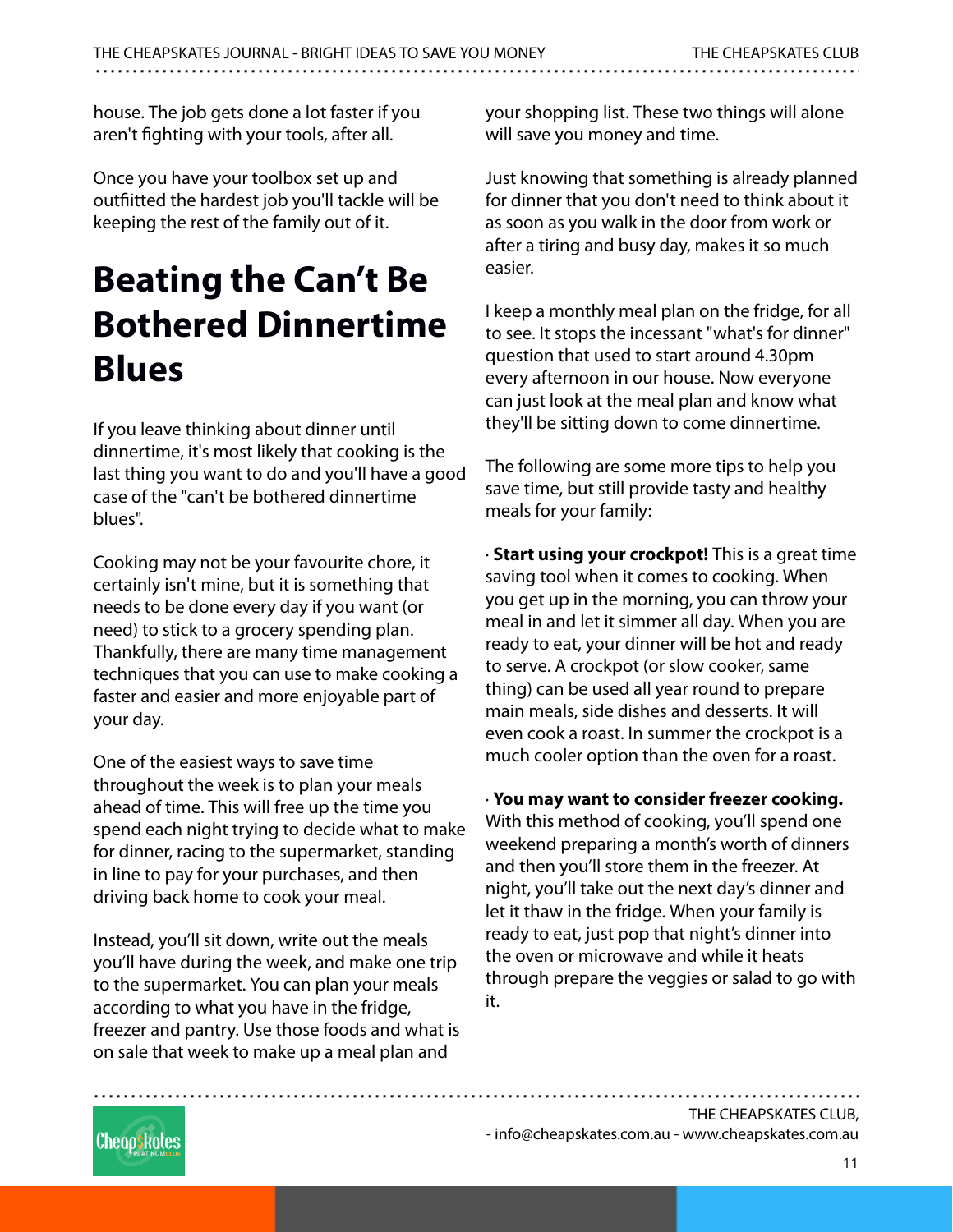house. The job gets done a lot faster if you aren't fighting with your tools, after all.

Once you have your toolbox set up and outfitted the hardest job you'll tackle will be keeping the rest of the family out of it.

# Beating the Can't Be Bothered Dinnertime Blues

If you leave thinking about dinner until dinnertime, it's most likely that cooking is the last thing you want to do and you'll have a good case of the "can't be bothered dinnertime blues".

Cooking may not be your favourite chore, it certainly isn't mine, but it is something that needs to be done every day if you want (or need) to stick to a grocery spending plan. Thankfully, there are many time management techniques that you can use to make cooking a faster and easier and more enjoyable part of your day.

One of the easiest ways to save time throughout the week is to plan your meals ahead of time. This will free up the time you spend each night trying to decide what to make for dinner, racing to the supermarket, standing in line to pay for your purchases, and then driving back home to cook your meal.

Instead, you'll sit down, write out the meals you'll have during the week, and make one trip to the supermarket. You can plan your meals according to what you have in the fridge, freezer and pantry. Use those foods and what is on sale that week to make up a meal plan and your shopping list. These two things will alone will save you money and time.

Just knowing that something is already planned for dinner that you don't need to think about it as soon as you walk in the door from work or after a tiring and busy day, makes it so much easier.

I keep a monthly meal plan on the fridge, for all to see. It stops the incessant "what's for dinner" question that used to start around 4.30pm every afternoon in our house. Now everyone can just look at the meal plan and know what they'll be sitting down to come dinnertime.

The following are some more tips to help you save time, but still provide tasty and healthy meals for your family:

· **Start using your crockpot!** This is a great time saving tool when it comes to cooking. When you get up in the morning, you can throw your meal in and let it simmer all day. When you are ready to eat, your dinner will be hot and ready to serve. A crockpot (or slow cooker, same thing) can be used all year round to prepare main meals, side dishes and desserts. It will even cook a roast. In summer the crockpot is a much cooler option than the oven for a roast.

· **You may want to consider freezer cooking.** With this method of cooking, you'll spend one weekend preparing a month's worth of dinners and then you'll store them in the freezer. At night, you'll take out the next day's dinner and let it thaw in the fridge. When your family is ready to eat, just pop that night's dinner into the oven or microwave and while it heats through prepare the veggies or salad to go with it.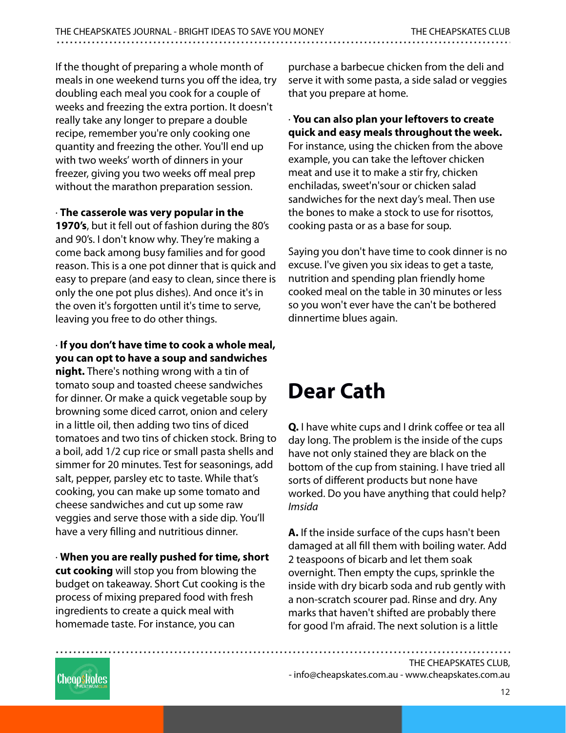If the thought of preparing a whole month of meals in one weekend turns you off the idea, try doubling each meal you cook for a couple of weeks and freezing the extra portion. It doesn't really take any longer to prepare a double recipe, remember you're only cooking one quantity and freezing the other. You'll end up with two weeks' worth of dinners in your freezer, giving you two weeks off meal prep without the marathon preparation session.

· **The casserole was very popular in the 1970's**, but it fell out of fashion during the 80's and 90's. I don't know why. They're making a come back among busy families and for good reason. This is a one pot dinner that is quick and easy to prepare (and easy to clean, since there is only the one pot plus dishes). And once it's in the oven it's forgotten until it's time to serve, leaving you free to do other things.

· **If you don't have time to cook a whole meal, you can opt to have a soup and sandwiches night.** There's nothing wrong with a tin of tomato soup and toasted cheese sandwiches for dinner. Or make a quick vegetable soup by browning some diced carrot, onion and celery in a little oil, then adding two tins of diced tomatoes and two tins of chicken stock. Bring to a boil, add 1/2 cup rice or small pasta shells and simmer for 20 minutes. Test for seasonings, add salt, pepper, parsley etc to taste. While that's cooking, you can make up some tomato and cheese sandwiches and cut up some raw veggies and serve those with a side dip. You'll have a very filling and nutritious dinner.

· **When you are really pushed for time, short cut cooking** will stop you from blowing the budget on takeaway. Short Cut cooking is the process of mixing prepared food with fresh ingredients to create a quick meal with homemade taste. For instance, you can purchase a barbecue chicken from the deli and serve it with some pasta, a side salad or veggies that you prepare at home.

· **You can also plan your leftovers to create quick and easy meals throughout the week.** For instance, using the chicken from the above example, you can take the leftover chicken meat and use it to make a stir fry, chicken enchiladas, sweet'n'sour or chicken salad sandwiches for the next day's meal. Then use the bones to make a stock to use for risottos, cooking pasta or as a base for soup.

Saying you don't have time to cook dinner is no excuse. I've given you six ideas to get a taste, nutrition and spending plan friendly home cooked meal on the table in 30 minutes or less so you won't ever have the can't be bothered dinnertime blues again.

# Dear Cath

**Q.** I have white cups and I drink coffee or tea all day long. The problem is the inside of the cups have not only stained they are black on the bottom of the cup from staining. I have tried all sorts of different products but none have worked. Do you have anything that could help? *Imsida*

**A.** If the inside surface of the cups hasn't been damaged at all fill them with boiling water. Add 2 teaspoons of bicarb and let them soak overnight. Then empty the cups, sprinkle the inside with dry bicarb soda and rub gently with a non-scratch scourer pad. Rinse and dry. Any marks that haven't shifted are probably there for good I'm afraid. The next solution is a little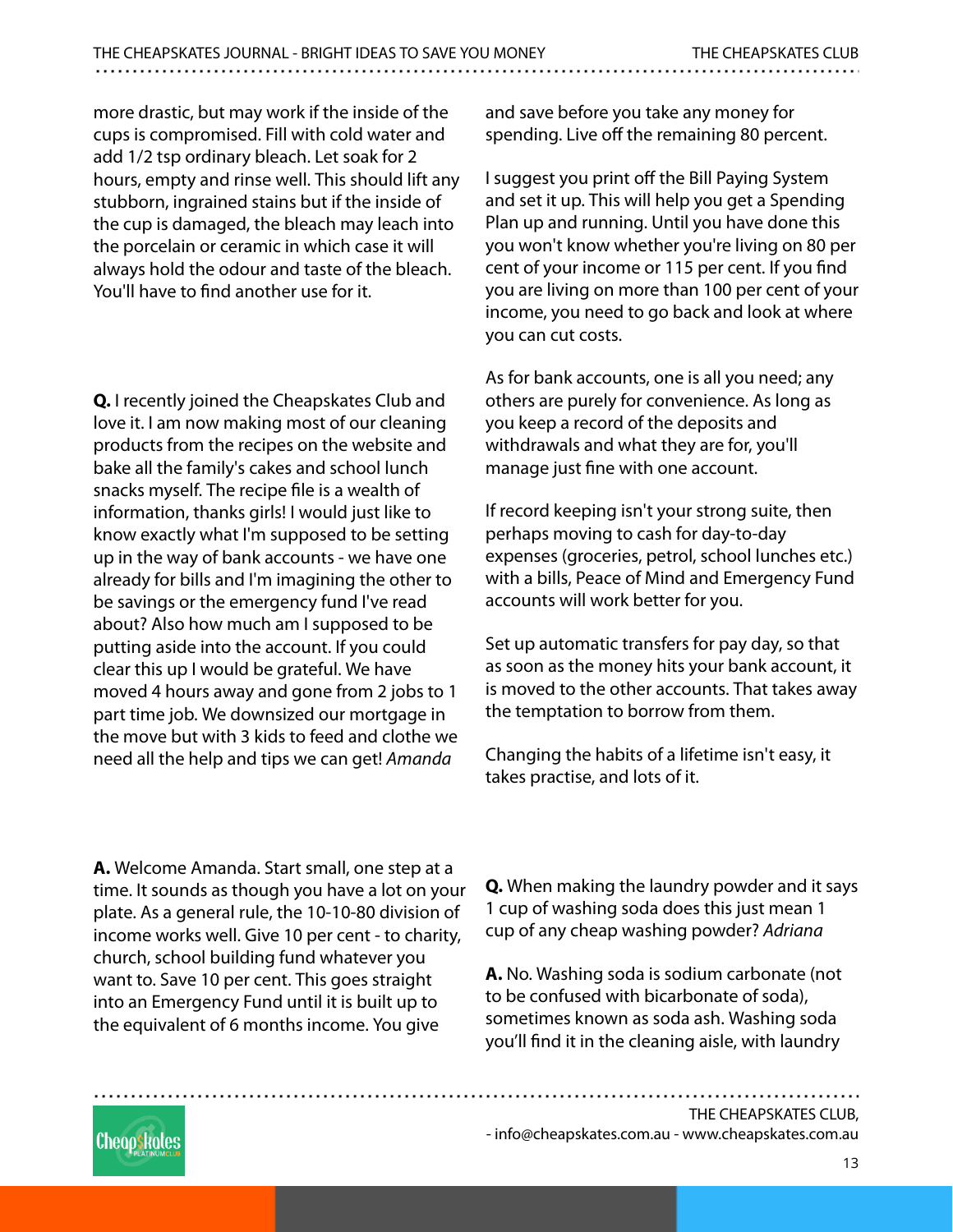more drastic, but may work if the inside of the cups is compromised. Fill with cold water and add 1/2 tsp ordinary bleach. Let soak for 2 hours, empty and rinse well. This should lift any stubborn, ingrained stains but if the inside of the cup is damaged, the bleach may leach into the porcelain or ceramic in which case it will always hold the odour and taste of the bleach. You'll have to find another use for it.

**Q.** I recently joined the Cheapskates Club and love it. I am now making most of our cleaning products from the recipes on the website and bake all the family's cakes and school lunch snacks myself. The recipe file is a wealth of information, thanks girls! I would just like to know exactly what I'm supposed to be setting up in the way of bank accounts - we have one already for bills and I'm imagining the other to be savings or the emergency fund I've read about? Also how much am I supposed to be putting aside into the account. If you could clear this up I would be grateful. We have moved 4 hours away and gone from 2 jobs to 1 part time job. We downsized our mortgage in the move but with 3 kids to feed and clothe we need all the help and tips we can get! *Amanda*

**A.** Welcome Amanda. Start small, one step at a time. It sounds as though you have a lot on your plate. As a general rule, the 10-10-80 division of income works well. Give 10 per cent - to charity, church, school building fund whatever you want to. Save 10 per cent. This goes straight into an Emergency Fund until it is built up to the equivalent of 6 months income. You give and save before you take any money for spending. Live off the remaining 80 percent.

I suggest you print off the Bill Paying System and set it up. This will help you get a Spending Plan up and running. Until you have done this you won't know whether you're living on 80 per cent of your income or 115 per cent. If you find you are living on more than 100 per cent of your income, you need to go back and look at where you can cut costs.

As for bank accounts, one is all you need; any others are purely for convenience. As long as you keep a record of the deposits and withdrawals and what they are for, you'll manage just fine with one account.

If record keeping isn't your strong suite, then perhaps moving to cash for day-to-day expenses (groceries, petrol, school lunches etc.) with a bills, Peace of Mind and Emergency Fund accounts will work better for you.

Set up automatic transfers for pay day, so that as soon as the money hits your bank account, it is moved to the other accounts. That takes away the temptation to borrow from them.

Changing the habits of a lifetime isn't easy, it takes practise, and lots of it.

**Q.** When making the laundry powder and it says 1 cup of washing soda does this just mean 1 cup of any cheap washing powder? *Adriana*

**A.** No. Washing soda is sodium carbonate (not to be confused with bicarbonate of soda), sometimes known as soda ash. Washing soda you'll find it in the cleaning aisle, with laundry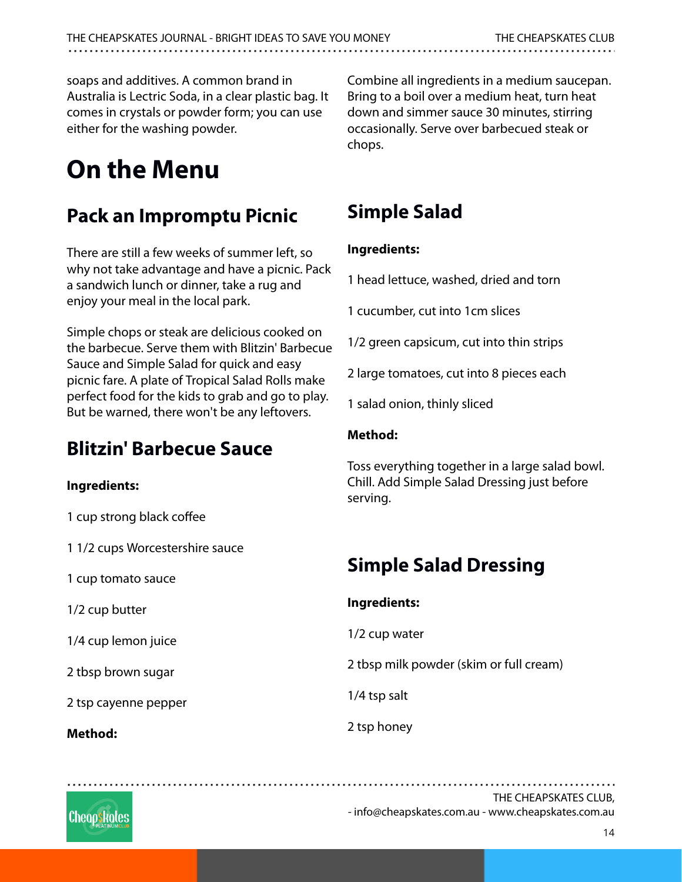soaps and additives. A common brand in Australia is Lectric Soda, in a clear plastic bag. It comes in crystals or powder form; you can use either for the washing powder.

# On the Menu

## Pack an Impromptu Picnic

There are still a few weeks of summer left, so why not take advantage and have a picnic. Pack a sandwich lunch or dinner, take a rug and enjoy your meal in the local park.

Simple chops or steak are delicious cooked on the barbecue. Serve them with Blitzin' Barbecue Sauce and Simple Salad for quick and easy picnic fare. A plate of Tropical Salad Rolls make perfect food for the kids to grab and go to play. But be warned, there won't be any leftovers.

## Blitzin' Barbecue Sauce

**Ingredients:**

1 cup strong black coffee

1 1/2 cups Worcestershire sauce

1 cup tomato sauce

1/2 cup butter

1/4 cup lemon juice

2 tbsp brown sugar

2 tsp cayenne pepper

**Method:**

Combine all ingredients in a medium saucepan. Bring to a boil over a medium heat, turn heat down and simmer sauce 30 minutes, stirring occasionally. Serve over barbecued steak or chops.

## Simple Salad

**Ingredients:**

1 head lettuce, washed, dried and torn

1 cucumber, cut into 1cm slices

1/2 green capsicum, cut into thin strips

2 large tomatoes, cut into 8 pieces each

1 salad onion, thinly sliced

**Method:**

Toss everything together in a large salad bowl. Chill. Add Simple Salad Dressing just before serving.

## Simple Salad Dressing

**Ingredients:**

1/2 cup water

2 tbsp milk powder (skim or full cream)

1/4 tsp salt

2 tsp honey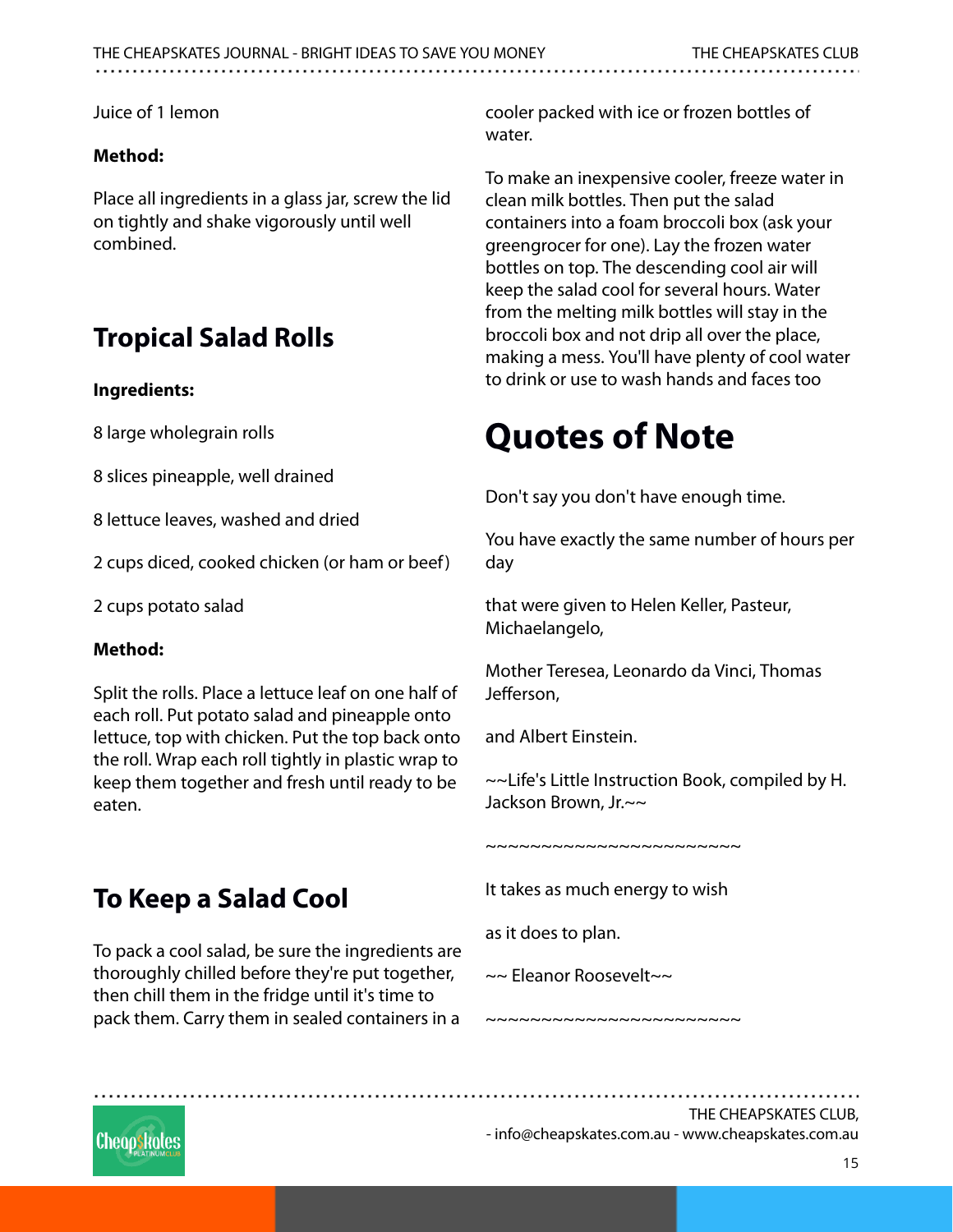Juice of 1 lemon

**Method:**

Place all ingredients in a glass jar, screw the lid on tightly and shake vigorously until well combined.

## Tropical Salad Rolls

**Ingredients:**

8 large wholegrain rolls

8 slices pineapple, well drained

8 lettuce leaves, washed and dried

2 cups diced, cooked chicken (or ham or beef)

2 cups potato salad

**Method:**

Split the rolls. Place a lettuce leaf on one half of each roll. Put potato salad and pineapple onto lettuce, top with chicken. Put the top back onto the roll. Wrap each roll tightly in plastic wrap to keep them together and fresh until ready to be eaten.

## To Keep a Salad Cool

To pack a cool salad, be sure the ingredients are thoroughly chilled before they're put together, then chill them in the fridge until it's time to pack them. Carry them in sealed containers in a cooler packed with ice or frozen bottles of water.

To make an inexpensive cooler, freeze water in clean milk bottles. Then put the salad containers into a foam broccoli box (ask your greengrocer for one). Lay the frozen water bottles on top. The descending cool air will keep the salad cool for several hours. Water from the melting milk bottles will stay in the broccoli box and not drip all over the place, making a mess. You'll have plenty of cool water to drink or use to wash hands and faces too

# Quotes of Note

Don't say you don't have enough time.

You have exactly the same number of hours per day

that were given to Helen Keller, Pasteur, Michaelangelo,

Mother Teresea, Leonardo da Vinci, Thomas Jefferson,

and Albert Einstein.

~~Life's Little Instruction Book, compiled by H. Jackson Brown, Jr.~~

~~~~~~~~~~~~~~~~~~~~~~~~

It takes as much energy to wish

as it does to plan.

~~ Eleanor Roosevelt~~

~~~~~~~~~~~~~~~~~~~~~~~~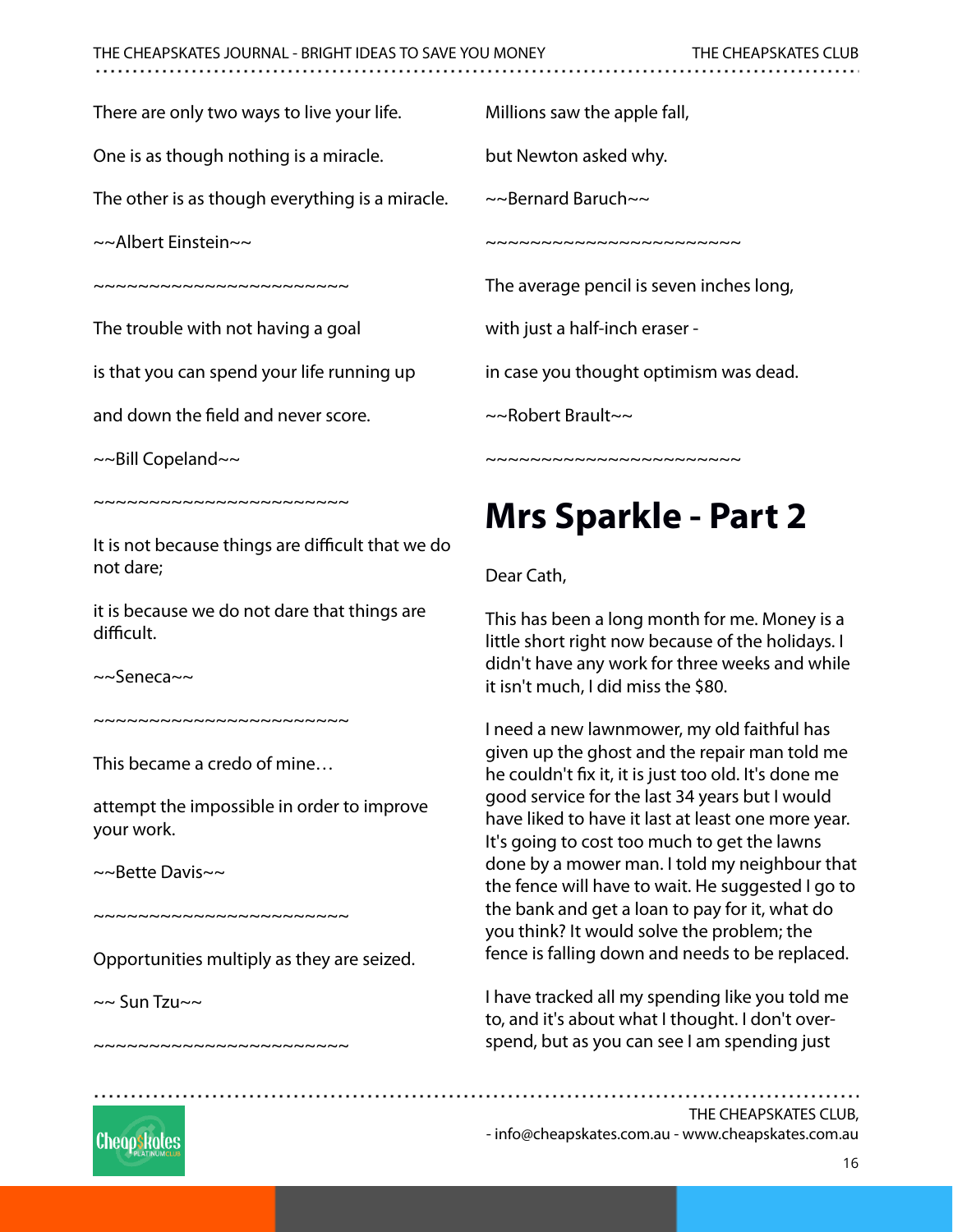There are only two ways to live your life.

One is as though nothing is a miracle.

The other is as though everything is a miracle.

~~Albert Einstein~~

~~~~~~~~~~~~~~~~~~~~~~~

The trouble with not having a goal

is that you can spend your life running up

and down the field and never score.

~~Bill Copeland~~

~~~~~~~~~~~~~~~~~~~~~~~

It is not because things are difficult that we do not dare;

it is because we do not dare that things are difficult.

~~Seneca~~

~~~~~~~~~~~~~~~~~~~~~~~

This became a credo of mine…

attempt the impossible in order to improve your work.

~~Bette Davis~~

~~~~~~~~~~~~~~~~~~~~~~~

Opportunities multiply as they are seized.

~~ Sun Tzu~~

~~~~~~~~~~~~~~~~~~~~~~~

Millions saw the apple fall,

but Newton asked why.

~~Bernard Baruch~~

~~~~~~~~~~~~~~~~~~~~~~~

The average pencil is seven inches long,

with just a half-inch eraser -

in case you thought optimism was dead.

~~Robert Brault~~

~~~~~~~~~~~~~~~~~~~~~~~

# Mrs Sparkle - Part 2

Dear Cath,

This has been a long month for me. Money is a little short right now because of the holidays. I didn't have any work for three weeks and while it isn't much, I did miss the $80.

I need a new lawnmower, my old faithful has given up the ghost and the repair man told me he couldn't fix it, it is just too old. It's done me good service for the last 34 years but I would have liked to have it last at least one more year. It's going to cost too much to get the lawns done by a mower man. I told my neighbour that the fence will have to wait. He suggested I go to the bank and get a loan to pay for it, what do you think? It would solve the problem; the fence is falling down and needs to be replaced.

I have tracked all my spending like you told me to, and it's about what I thought. I don't over-spend, but as you can see I am spending just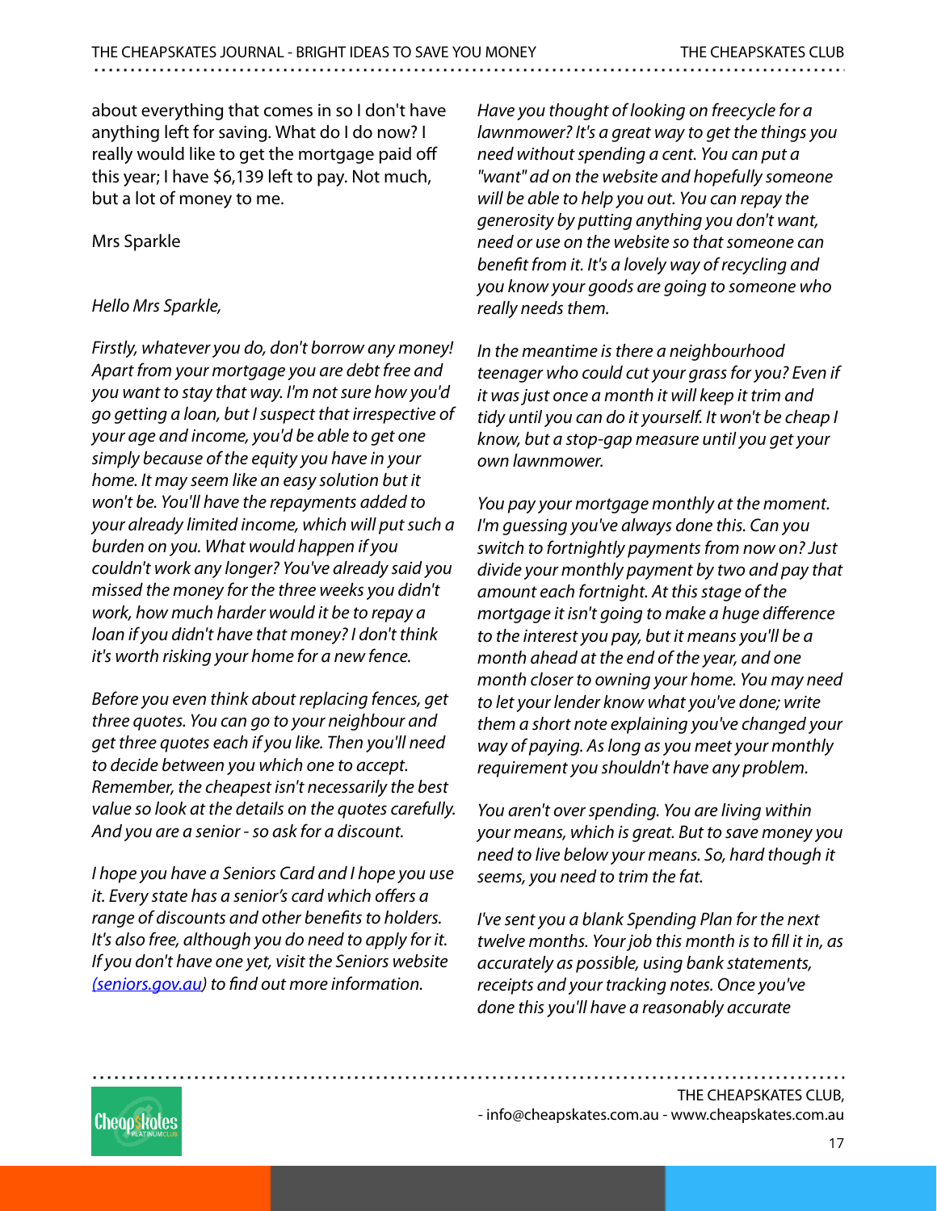about everything that comes in so I don't have anything left for saving. What do I do now? I really would like to get the mortgage paid off this year; I have $6,139 left to pay. Not much, but a lot of money to me.

Mrs Sparkle

*Hello Mrs Sparkle,*

*Firstly, whatever you do, don't borrow any money! Apart from your mortgage you are debt free and you want to stay that way. I'm not sure how you'd go getting a loan, but I suspect that irrespective of your age and income, you'd be able to get one simply because of the equity you have in your home. It may seem like an easy solution but it won't be. You'll have the repayments added to your already limited income, which will put such a burden on you. What would happen if you couldn't work any longer? You've already said you missed the money for the three weeks you didn't work, how much harder would it be to repay a loan if you didn't have that money? I don't think it's worth risking your home for a new fence.*

*Before you even think about replacing fences, get three quotes. You can go to your neighbour and get three quotes each if you like. Then you'll need to decide between you which one to accept. Remember, the cheapest isn't necessarily the best value so look at the details on the quotes carefully. And you are a senior - so ask for a discount.*

*I hope you have a Seniors Card and I hope you use it. Every state has a senior's card which offers a range of discounts and other benefits to holders. It's also free, although you do need to apply for it. If you don't have one yet, visit the Seniors website [(seniors.gov.au)](http://seniors.gov.au) to find out more information.*

*Have you thought of looking on freecycle for a lawnmower? It's a great way to get the things you need without spending a cent. You can put a "want" ad on the website and hopefully someone will be able to help you out. You can repay the generosity by putting anything you don't want, need or use on the website so that someone can benefit from it. It's a lovely way of recycling and you know your goods are going to someone who really needs them.*

*In the meantime is there a neighbourhood teenager who could cut your grass for you? Even if it was just once a month it will keep it trim and tidy until you can do it yourself. It won't be cheap I know, but a stop-gap measure until you get your own lawnmower.*

*You pay your mortgage monthly at the moment. I'm guessing you've always done this. Can you switch to fortnightly payments from now on? Just divide your monthly payment by two and pay that amount each fortnight. At this stage of the mortgage it isn't going to make a huge difference to the interest you pay, but it means you'll be a month ahead at the end of the year, and one month closer to owning your home. You may need to let your lender know what you've done; write them a short note explaining you've changed your way of paying. As long as you meet your monthly requirement you shouldn't have any problem.*

*You aren't over spending. You are living within your means, which is great. But to save money you need to live below your means. So, hard though it seems, you need to trim the fat.*

*I've sent you a blank Spending Plan for the next twelve months. Your job this month is to fill it in, as accurately as possible, using bank statements, receipts and your tracking notes. Once you've done this you'll have a reasonably accurate*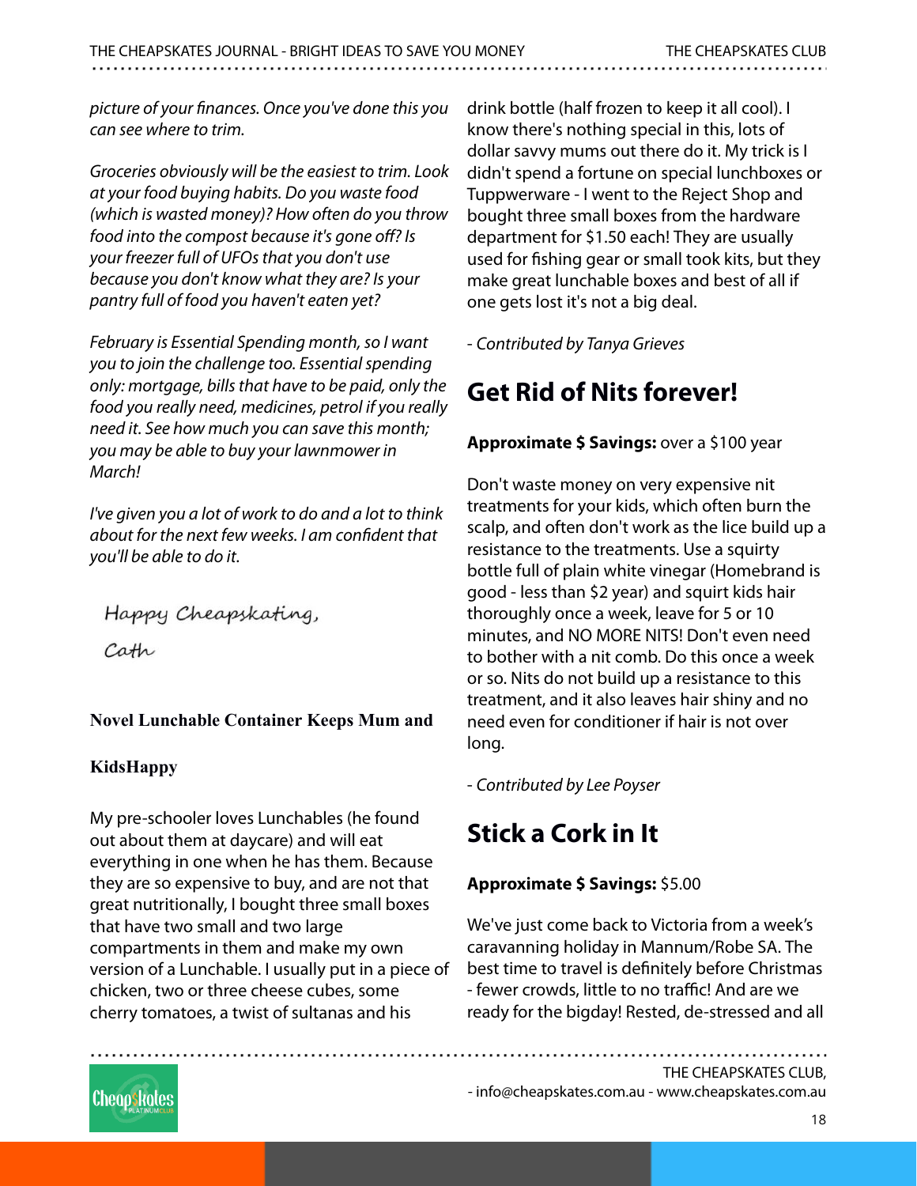*picture of your finances. Once you've done this you can see where to trim.*

*Groceries obviously will be the easiest to trim. Look at your food buying habits. Do you waste food (which is wasted money)? How often do you throw food into the compost because it's gone off? Is your freezer full of UFOs that you don't use because you don't know what they are? Is your pantry full of food you haven't eaten yet?*

*February is Essential Spending month, so I want you to join the challenge too. Essential spending only: mortgage, bills that have to be paid, only the food you really need, medicines, petrol if you really need it. See how much you can save this month; you may be able to buy your lawnmower in March!*

*I've given you a lot of work to do and a lot to think about for the next few weeks. I am confident that you'll be able to do it.*

Happy Cheapskating,

Cath

**Novel Lunchable Container Keeps Mum and KidsHappy**

My pre-schooler loves Lunchables (he found out about them at daycare) and will eat everything in one when he has them. Because they are so expensive to buy, and are not that great nutritionally, I bought three small boxes that have two small and two large compartments in them and make my own version of a Lunchable. I usually put in a piece of chicken, two or three cheese cubes, some cherry tomatoes, a twist of sultanas and his drink bottle (half frozen to keep it all cool). I know there's nothing special in this, lots of dollar savvy mums out there do it. My trick is I didn't spend a fortune on special lunchboxes or Tuppwerware - I went to the Reject Shop and bought three small boxes from the hardware department for $1.50 each! They are usually used for fishing gear or small took kits, but they make great lunchable boxes and best of all if one gets lost it's not a big deal.

*- Contributed by Tanya Grieves*

## Get Rid of Nits forever!

**Approximate $ Savings:** over a $100 year

Don't waste money on very expensive nit treatments for your kids, which often burn the scalp, and often don't work as the lice build up a resistance to the treatments. Use a squirty bottle full of plain white vinegar (Homebrand is good - less than $2 year) and squirt kids hair thoroughly once a week, leave for 5 or 10 minutes, and NO MORE NITS! Don't even need to bother with a nit comb. Do this once a week or so. Nits do not build up a resistance to this treatment, and it also leaves hair shiny and no need even for conditioner if hair is not over long.

*- Contributed by Lee Poyser*

## Stick a Cork in It

**Approximate $ Savings:** $5.00

We've just come back to Victoria from a week's caravanning holiday in Mannum/Robe SA. The best time to travel is definitely before Christmas - fewer crowds, little to no traffic! And are we ready for the bigday! Rested, de-stressed and all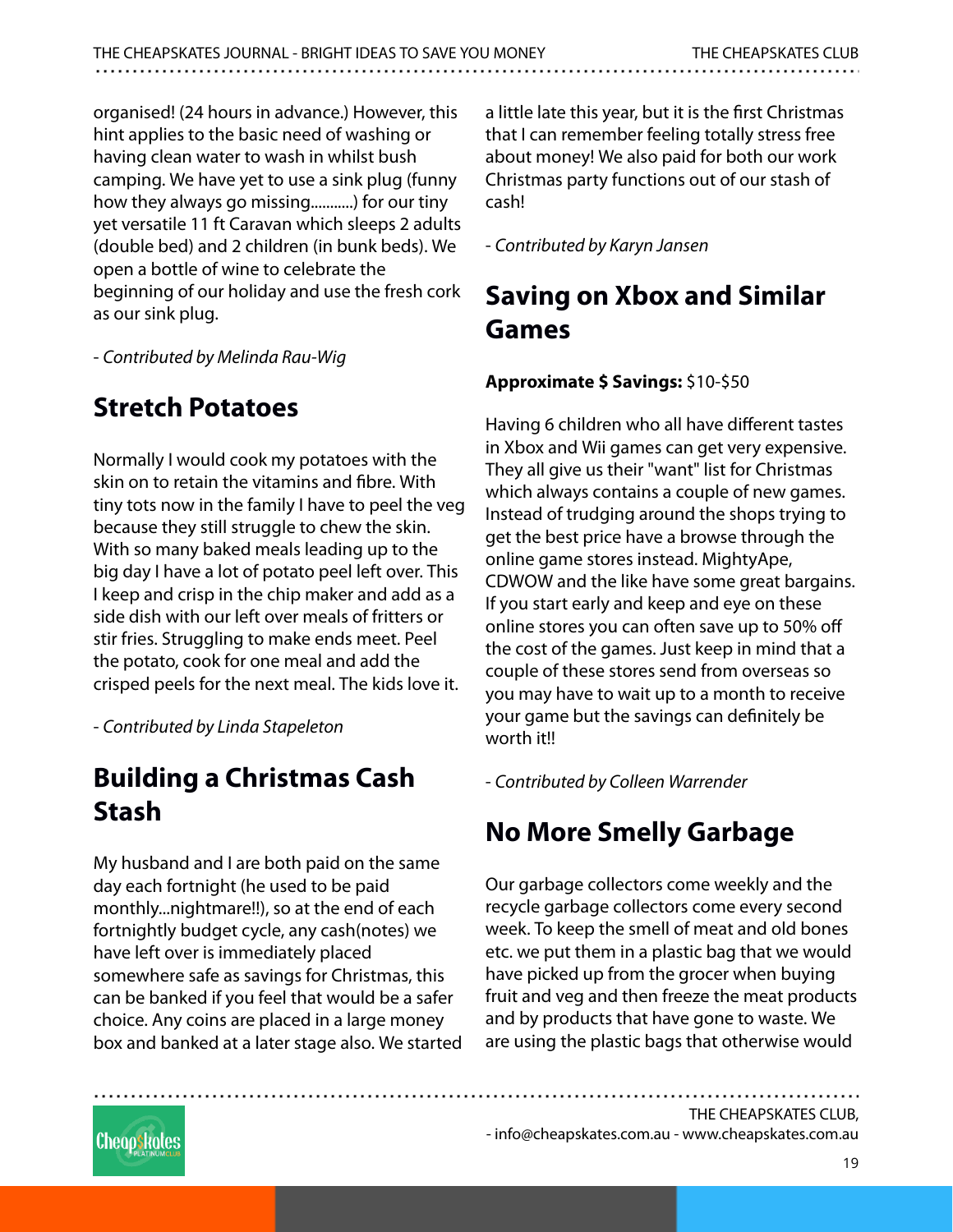organised! (24 hours in advance.) However, this hint applies to the basic need of washing or having clean water to wash in whilst bush camping. We have yet to use a sink plug (funny how they always go missing...........) for our tiny yet versatile 11 ft Caravan which sleeps 2 adults (double bed) and 2 children (in bunk beds). We open a bottle of wine to celebrate the beginning of our holiday and use the fresh cork as our sink plug.

*- Contributed by Melinda Rau-Wig*

## Stretch Potatoes

Normally I would cook my potatoes with the skin on to retain the vitamins and fibre. With tiny tots now in the family I have to peel the veg because they still struggle to chew the skin. With so many baked meals leading up to the big day I have a lot of potato peel left over. This I keep and crisp in the chip maker and add as a side dish with our left over meals of fritters or stir fries. Struggling to make ends meet. Peel the potato, cook for one meal and add the crisped peels for the next meal. The kids love it.

*- Contributed by Linda Stapeleton*

## Building a Christmas Cash Stash

My husband and I are both paid on the same day each fortnight (he used to be paid monthly...nightmare!!), so at the end of each fortnightly budget cycle, any cash(notes) we have left over is immediately placed somewhere safe as savings for Christmas, this can be banked if you feel that would be a safer choice. Any coins are placed in a large money box and banked at a later stage also. We started a little late this year, but it is the first Christmas that I can remember feeling totally stress free about money! We also paid for both our work Christmas party functions out of our stash of cash!

*- Contributed by Karyn Jansen*

## Saving on Xbox and Similar Games

**Approximate $ Savings:** $10-$50

Having 6 children who all have different tastes in Xbox and Wii games can get very expensive. They all give us their "want" list for Christmas which always contains a couple of new games. Instead of trudging around the shops trying to get the best price have a browse through the online game stores instead. MightyApe, CDWOW and the like have some great bargains. If you start early and keep and eye on these online stores you can often save up to 50% off the cost of the games. Just keep in mind that a couple of these stores send from overseas so you may have to wait up to a month to receive your game but the savings can definitely be worth it!!

*- Contributed by Colleen Warrender*

## No More Smelly Garbage

Our garbage collectors come weekly and the recycle garbage collectors come every second week. To keep the smell of meat and old bones etc. we put them in a plastic bag that we would have picked up from the grocer when buying fruit and veg and then freeze the meat products and by products that have gone to waste. We are using the plastic bags that otherwise would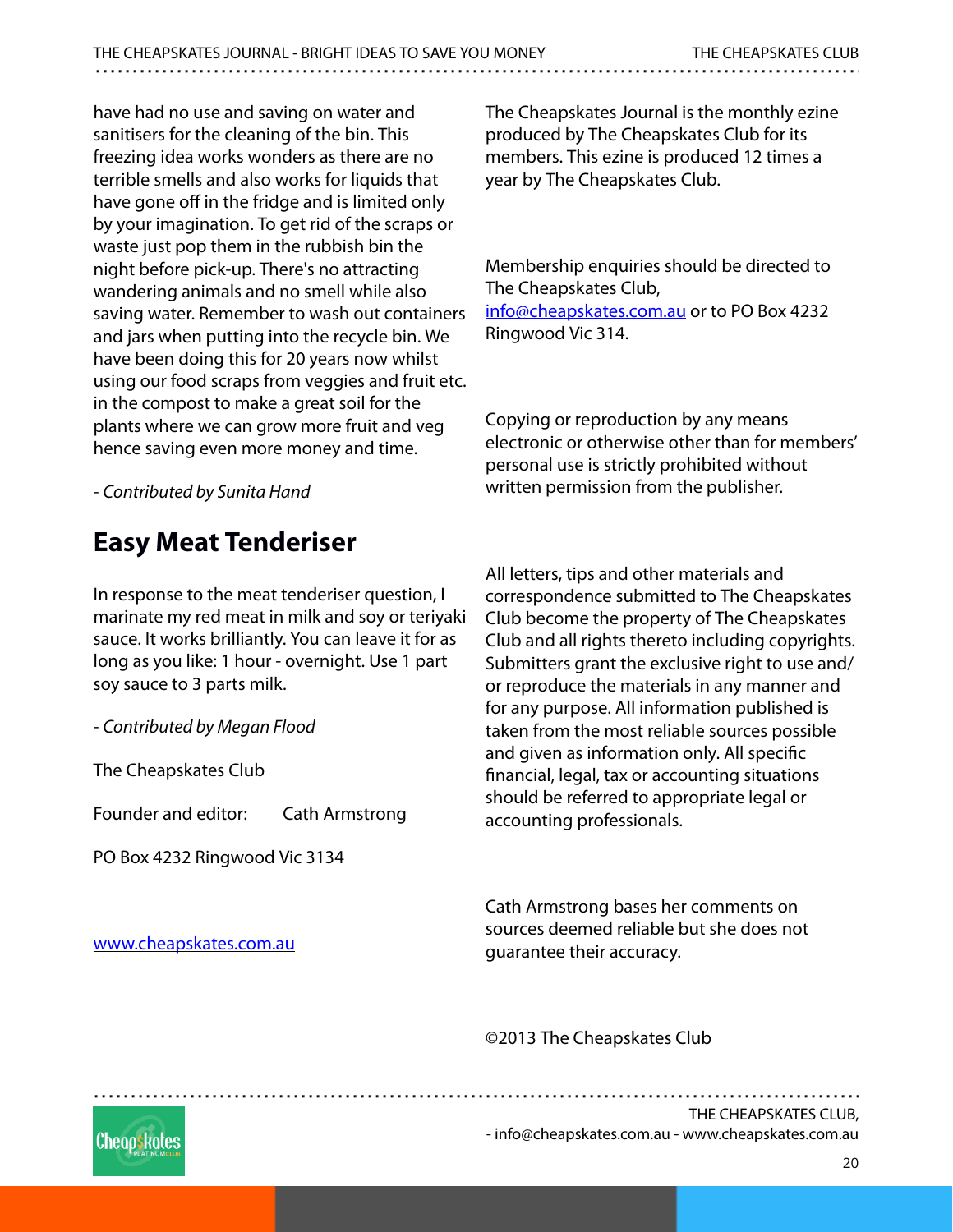have had no use and saving on water and sanitisers for the cleaning of the bin. This freezing idea works wonders as there are no terrible smells and also works for liquids that have gone off in the fridge and is limited only by your imagination. To get rid of the scraps or waste just pop them in the rubbish bin the night before pick-up. There's no attracting wandering animals and no smell while also saving water. Remember to wash out containers and jars when putting into the recycle bin. We have been doing this for 20 years now whilst using our food scraps from veggies and fruit etc. in the compost to make a great soil for the plants where we can grow more fruit and veg hence saving even more money and time.

*- Contributed by Sunita Hand*

## Easy Meat Tenderiser

In response to the meat tenderiser question, I marinate my red meat in milk and soy or teriyaki sauce. It works brilliantly. You can leave it for as long as you like: 1 hour - overnight. Use 1 part soy sauce to 3 parts milk.

*- Contributed by Megan Flood*

The Cheapskates Club

Founder and editor: Cath Armstrong

PO Box 4232 Ringwood Vic 3134

www.cheapskates.com.au

The Cheapskates Journal is the monthly ezine produced by The Cheapskates Club for its members. This ezine is produced 12 times a year by The Cheapskates Club.

Membership enquiries should be directed to The Cheapskates Club, info@cheapskates.com.au or to PO Box 4232 Ringwood Vic 314.

Copying or reproduction by any means electronic or otherwise other than for members' personal use is strictly prohibited without written permission from the publisher.

All letters, tips and other materials and correspondence submitted to The Cheapskates Club become the property of The Cheapskates Club and all rights thereto including copyrights. Submitters grant the exclusive right to use and/or reproduce the materials in any manner and for any purpose. All information published is taken from the most reliable sources possible and given as information only. All specific financial, legal, tax or accounting situations should be referred to appropriate legal or accounting professionals.

Cath Armstrong bases her comments on sources deemed reliable but she does not guarantee their accuracy.

©2013 The Cheapskates Club